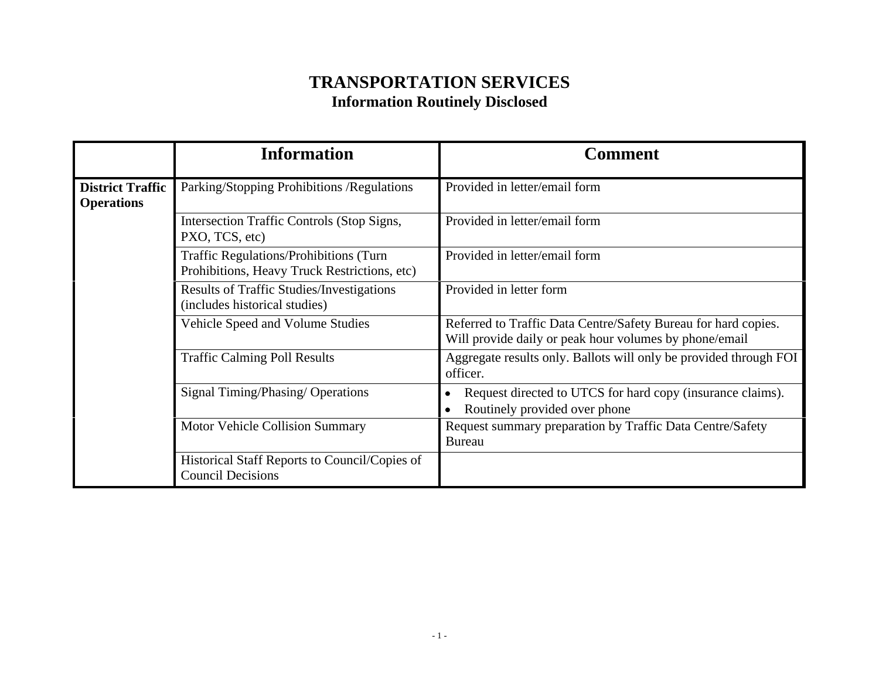# TRANSPORTATION SERVICES

## Information Routinely Disclosed

| | Information | Comment |
|---|---|---|
| **District Traffic Operations** | Parking/Stopping Prohibitions /Regulations | Provided in letter/email form |
| | Intersection Traffic Controls (Stop Signs, PXO, TCS, etc) | Provided in letter/email form |
| | Traffic Regulations/Prohibitions (Turn Prohibitions, Heavy Truck Restrictions, etc) | Provided in letter/email form |
| | Results of Traffic Studies/Investigations (includes historical studies) | Provided in letter form |
| | Vehicle Speed and Volume Studies | Referred to Traffic Data Centre/Safety Bureau for hard copies. Will provide daily or peak hour volumes by phone/email |
| | Traffic Calming Poll Results | Aggregate results only. Ballots will only be provided through FOI officer. |
| | Signal Timing/Phasing/ Operations | • Request directed to UTCS for hard copy (insurance claims).<br>• Routinely provided over phone |
| | Motor Vehicle Collision Summary | Request summary preparation by Traffic Data Centre/Safety Bureau |
| | Historical Staff Reports to Council/Copies of Council Decisions | |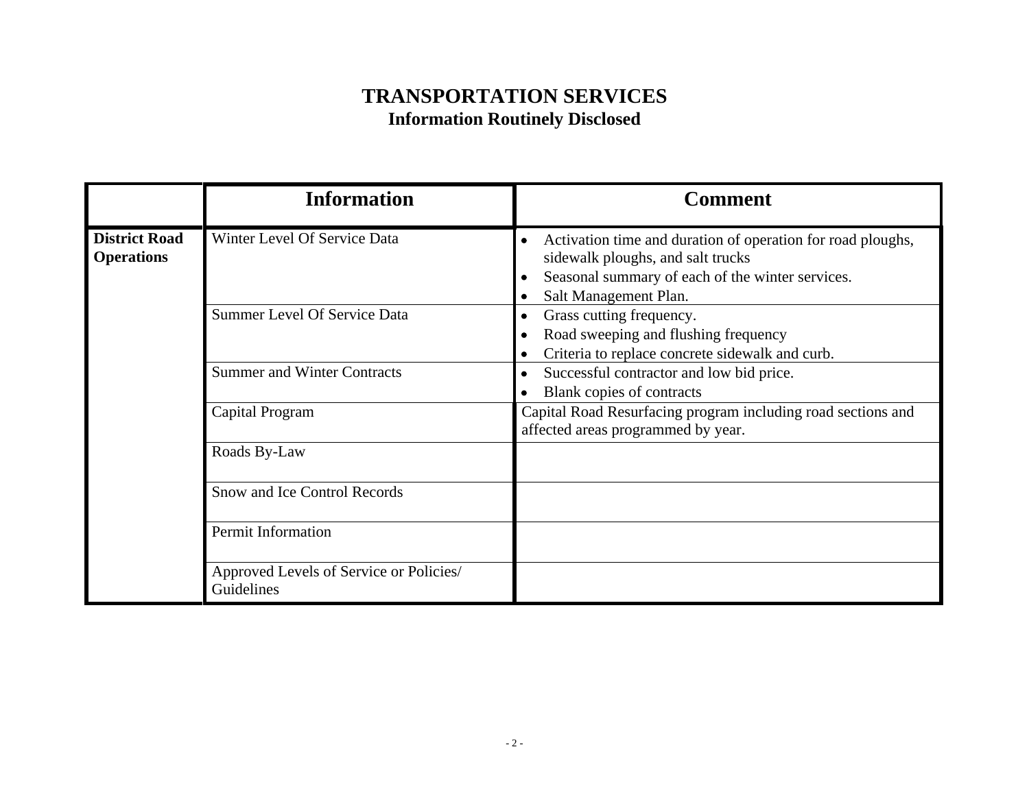# TRANSPORTATION SERVICES
## Information Routinely Disclosed

| | Information | Comment |
|---|---|---|
| **District Road Operations** | Winter Level Of Service Data | • Activation time and duration of operation for road ploughs, sidewalk ploughs, and salt trucks<br>• Seasonal summary of each of the winter services.<br>• Salt Management Plan. |
| | Summer Level Of Service Data | • Grass cutting frequency.<br>• Road sweeping and flushing frequency<br>• Criteria to replace concrete sidewalk and curb. |
| | Summer and Winter Contracts | • Successful contractor and low bid price.<br>• Blank copies of contracts |
| | Capital Program | Capital Road Resurfacing program including road sections and affected areas programmed by year. |
| | Roads By-Law | |
| | Snow and Ice Control Records | |
| | Permit Information | |
| | Approved Levels of Service or Policies/ Guidelines | |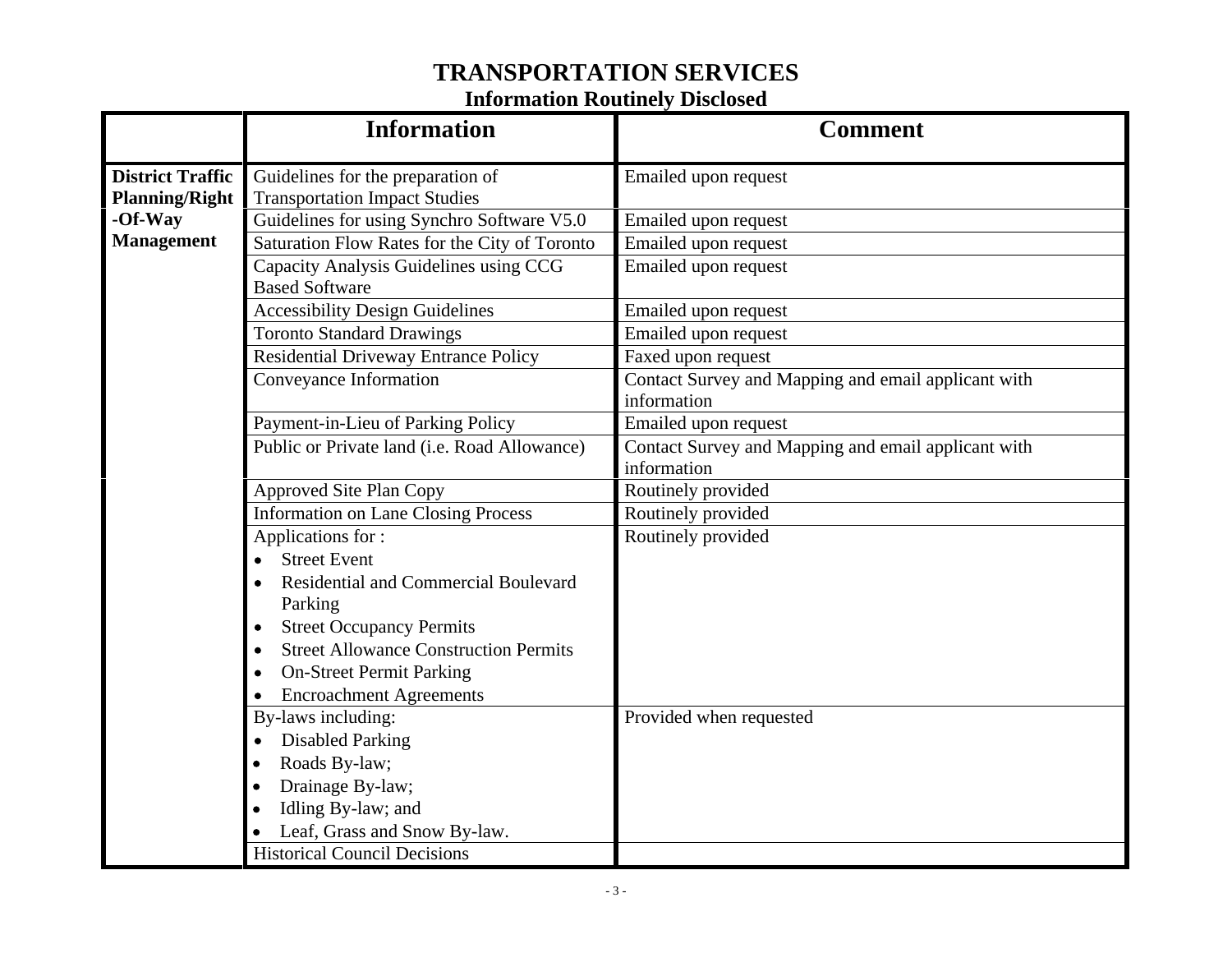# TRANSPORTATION SERVICES

## Information Routinely Disclosed

| | Information | Comment |
|---|---|---|
| **District Traffic Planning/Right -Of-Way Management** | Guidelines for the preparation of Transportation Impact Studies | Emailed upon request |
| | Guidelines for using Synchro Software V5.0 | Emailed upon request |
| | Saturation Flow Rates for the City of Toronto | Emailed upon request |
| | Capacity Analysis Guidelines using CCG Based Software | Emailed upon request |
| | Accessibility Design Guidelines | Emailed upon request |
| | Toronto Standard Drawings | Emailed upon request |
| | Residential Driveway Entrance Policy | Faxed upon request |
| | Conveyance Information | Contact Survey and Mapping and email applicant with information |
| | Payment-in-Lieu of Parking Policy | Emailed upon request |
| | Public or Private land (i.e. Road Allowance) | Contact Survey and Mapping and email applicant with information |
| | Approved Site Plan Copy | Routinely provided |
| | Information on Lane Closing Process | Routinely provided |
| | Applications for :<br>• Street Event<br>• Residential and Commercial Boulevard Parking<br>• Street Occupancy Permits<br>• Street Allowance Construction Permits<br>• On-Street Permit Parking<br>• Encroachment Agreements | Routinely provided |
| | By-laws including:<br>• Disabled Parking<br>• Roads By-law;<br>• Drainage By-law;<br>• Idling By-law; and<br>• Leaf, Grass and Snow By-law. | Provided when requested |
| | Historical Council Decisions | |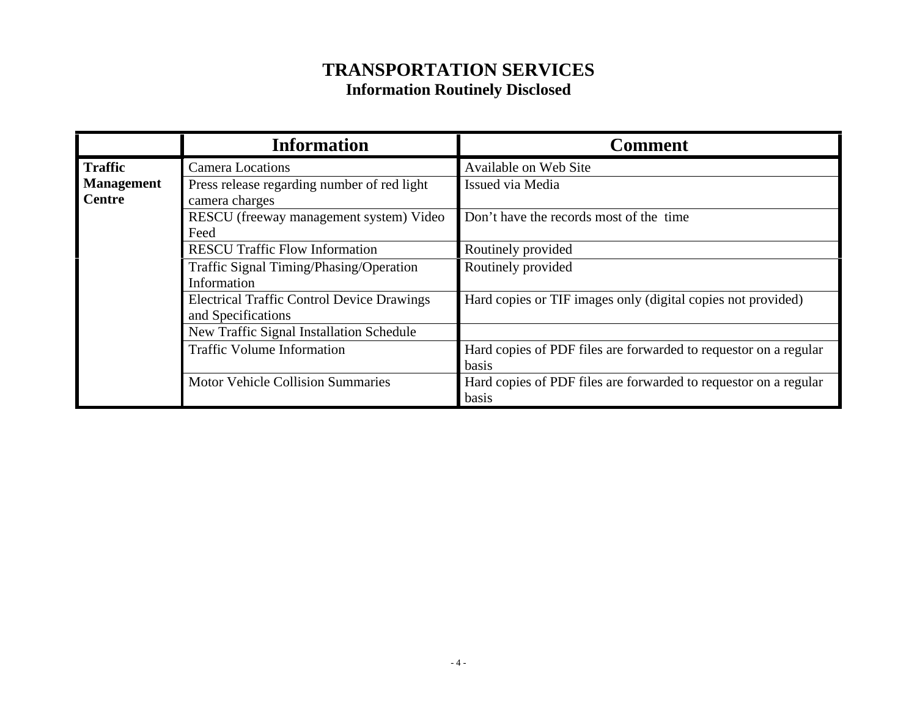# TRANSPORTATION SERVICES
## Information Routinely Disclosed

| | Information | Comment |
|---|---|---|
| **Traffic Management Centre** | Camera Locations | Available on Web Site |
| | Press release regarding number of red light camera charges | Issued via Media |
| | RESCU (freeway management system) Video Feed | Don't have the records most of the time |
| | RESCU Traffic Flow Information | Routinely provided |
| | Traffic Signal Timing/Phasing/Operation Information | Routinely provided |
| | Electrical Traffic Control Device Drawings and Specifications | Hard copies or TIF images only (digital copies not provided) |
| | New Traffic Signal Installation Schedule | |
| | Traffic Volume Information | Hard copies of PDF files are forwarded to requestor on a regular basis |
| | Motor Vehicle Collision Summaries | Hard copies of PDF files are forwarded to requestor on a regular basis |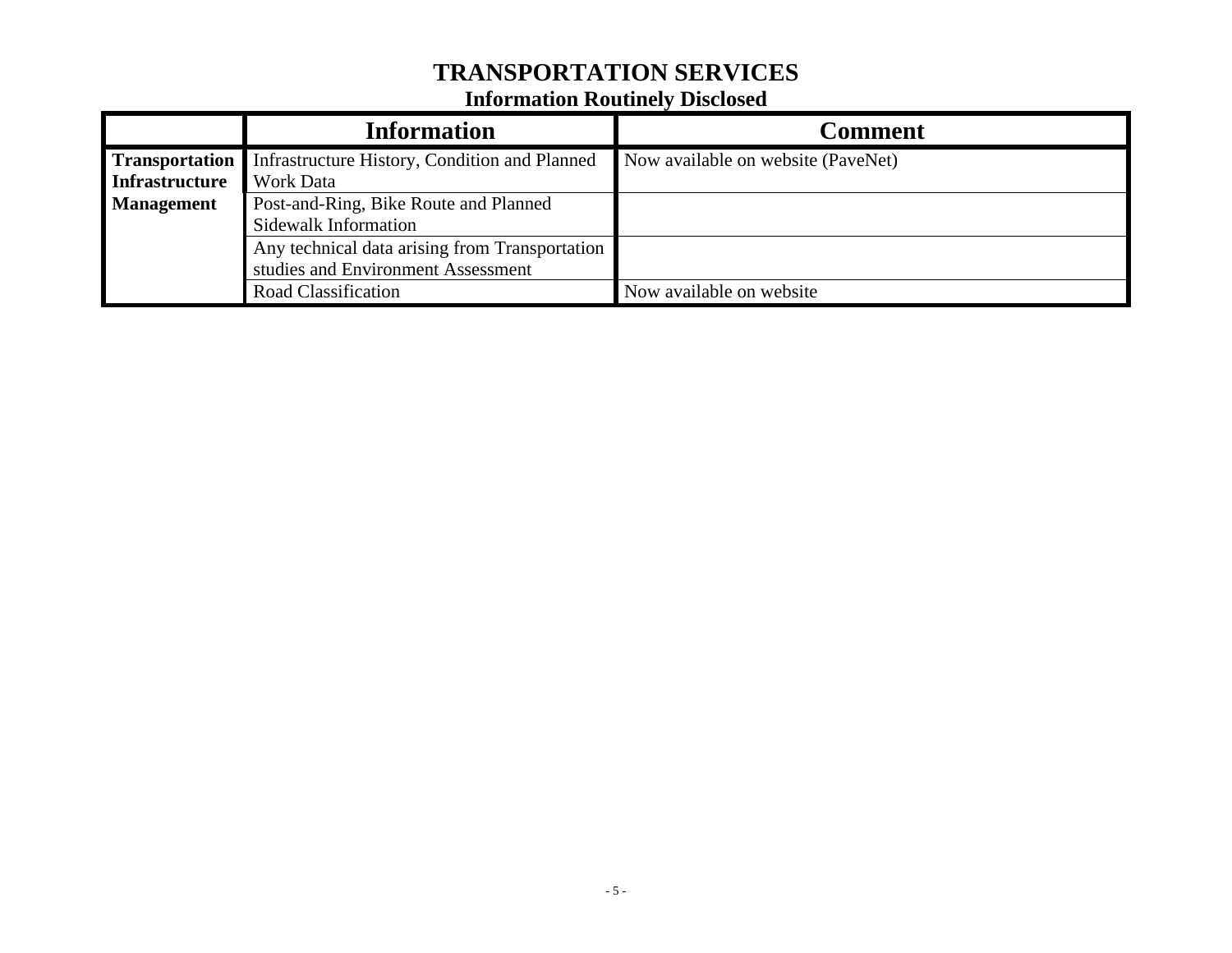# TRANSPORTATION SERVICES

## Information Routinely Disclosed

| | Information | Comment |
|---|---|---|
| **Transportation Infrastructure Management** | Infrastructure History, Condition and Planned Work Data | Now available on website (PaveNet) |
| | Post-and-Ring, Bike Route and Planned Sidewalk Information | |
| | Any technical data arising from Transportation studies and Environment Assessment | |
| | Road Classification | Now available on website |